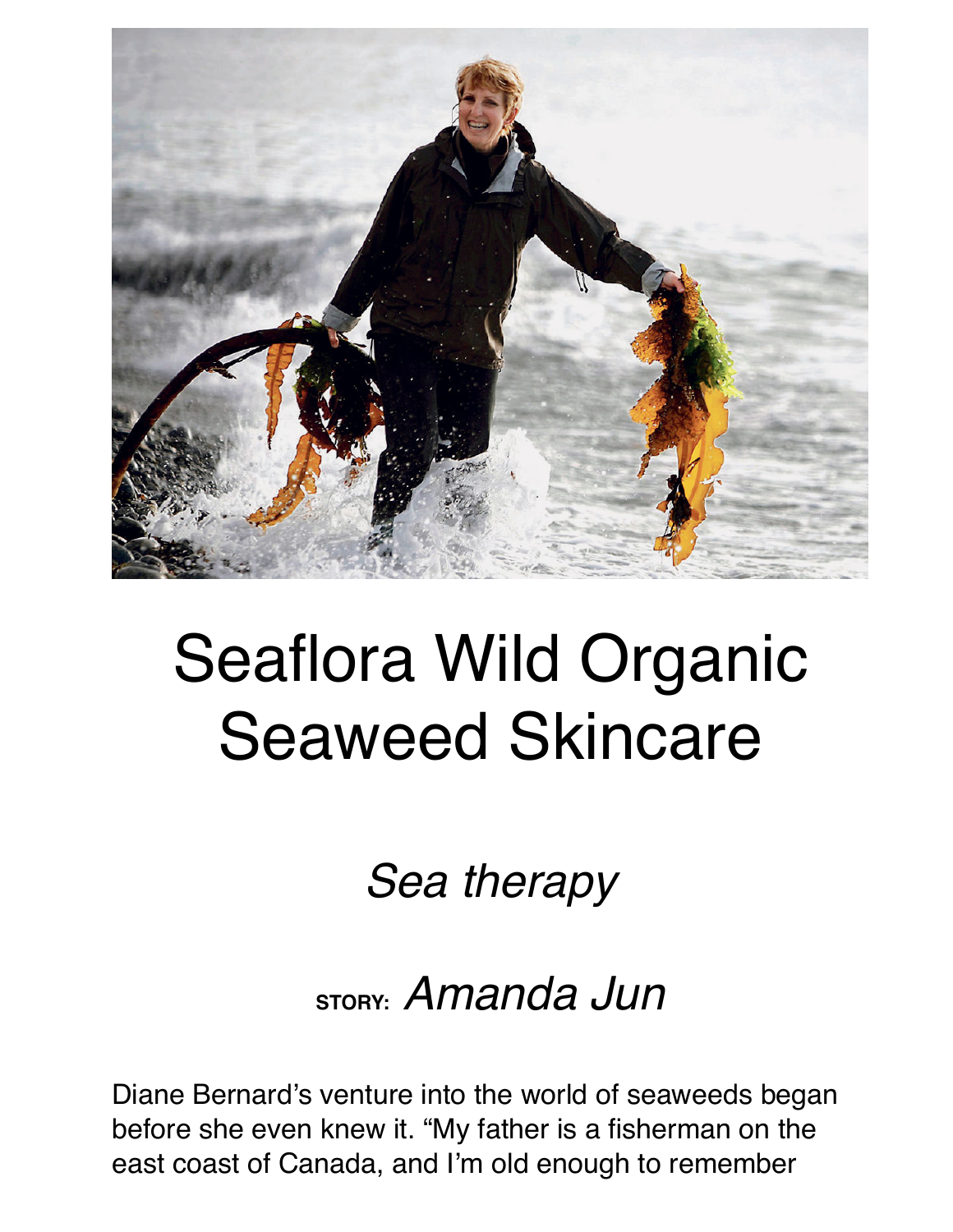# Seaflora Wild Organic Seaweed Skincare

*Sea therapy*

STORY: *Amanda Jun*

Diane Bernard's venture into the world of seaweeds began before she even knew it. "My father is a fisherman on the east coast of Canada, and I'm old enough to remember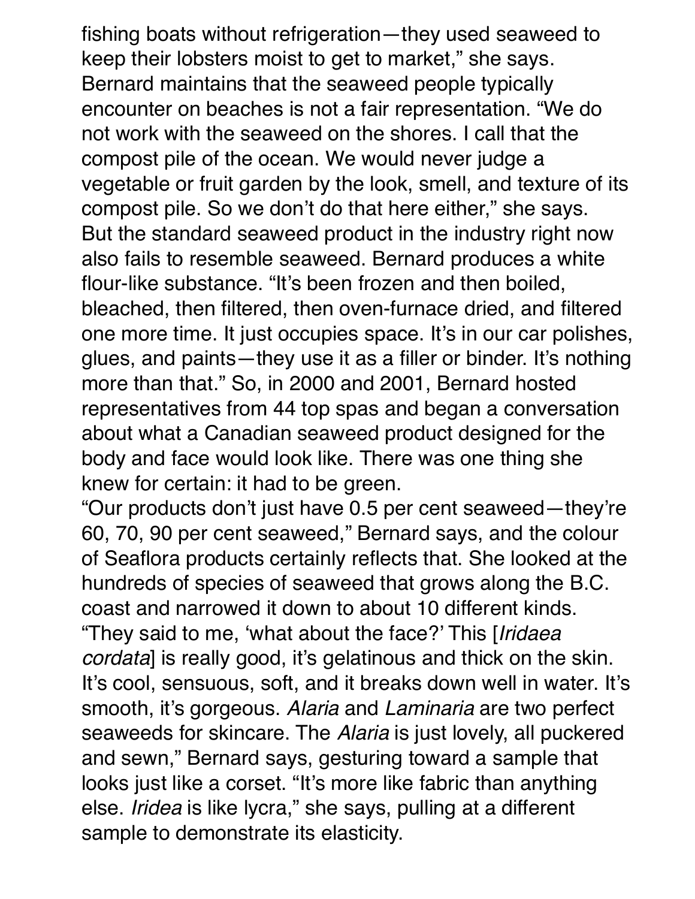fishing boats without refrigeration—they used seaweed to keep their lobsters moist to get to market," she says. Bernard maintains that the seaweed people typically encounter on beaches is not a fair representation. "We do not work with the seaweed on the shores. I call that the compost pile of the ocean. We would never judge a vegetable or fruit garden by the look, smell, and texture of its compost pile. So we don't do that here either," she says. But the standard seaweed product in the industry right now also fails to resemble seaweed. Bernard produces a white flour-like substance. "It's been frozen and then boiled, bleached, then filtered, then oven-furnace dried, and filtered one more time. It just occupies space. It's in our car polishes, glues, and paints—they use it as a filler or binder. It's nothing more than that." So, in 2000 and 2001, Bernard hosted representatives from 44 top spas and began a conversation about what a Canadian seaweed product designed for the body and face would look like. There was one thing she knew for certain: it had to be green.

"Our products don't just have 0.5 per cent seaweed—they're 60, 70, 90 per cent seaweed," Bernard says, and the colour of Seaflora products certainly reflects that. She looked at the hundreds of species of seaweed that grows along the B.C. coast and narrowed it down to about 10 different kinds. "They said to me, 'what about the face?' This [*Iridaea cordata*] is really good, it's gelatinous and thick on the skin. It's cool, sensuous, soft, and it breaks down well in water. It's smooth, it's gorgeous. *Alaria* and *Laminaria* are two perfect seaweeds for skincare. The *Alaria* is just lovely, all puckered and sewn," Bernard says, gesturing toward a sample that looks just like a corset. "It's more like fabric than anything else. *Iridea* is like lycra," she says, pulling at a different sample to demonstrate its elasticity.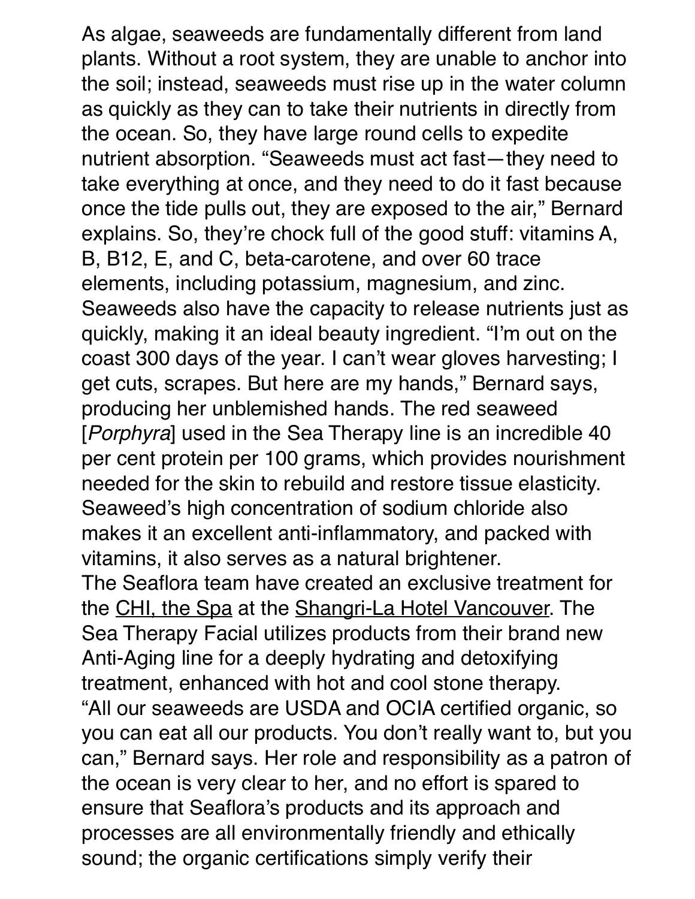As algae, seaweeds are fundamentally different from land plants. Without a root system, they are unable to anchor into the soil; instead, seaweeds must rise up in the water column as quickly as they can to take their nutrients in directly from the ocean. So, they have large round cells to expedite nutrient absorption. "Seaweeds must act fast—they need to take everything at once, and they need to do it fast because once the tide pulls out, they are exposed to the air," Bernard explains. So, they're chock full of the good stuff: vitamins A, B, B12, E, and C, beta-carotene, and over 60 trace elements, including potassium, magnesium, and zinc. Seaweeds also have the capacity to release nutrients just as quickly, making it an ideal beauty ingredient. "I'm out on the coast 300 days of the year. I can't wear gloves harvesting; I get cuts, scrapes. But here are my hands," Bernard says, producing her unblemished hands. The red seaweed [*Porphyra*] used in the Sea Therapy line is an incredible 40 per cent protein per 100 grams, which provides nourishment needed for the skin to rebuild and restore tissue elasticity. Seaweed's high concentration of sodium chloride also makes it an excellent anti-inflammatory, and packed with vitamins, it also serves as a natural brightener.

The Seaflora team have created an exclusive treatment for the CHI, the Spa at the Shangri-La Hotel Vancouver. The Sea Therapy Facial utilizes products from their brand new Anti-Aging line for a deeply hydrating and detoxifying treatment, enhanced with hot and cool stone therapy.

"All our seaweeds are USDA and OCIA certified organic, so you can eat all our products. You don't really want to, but you can," Bernard says. Her role and responsibility as a patron of the ocean is very clear to her, and no effort is spared to ensure that Seaflora's products and its approach and processes are all environmentally friendly and ethically sound; the organic certifications simply verify their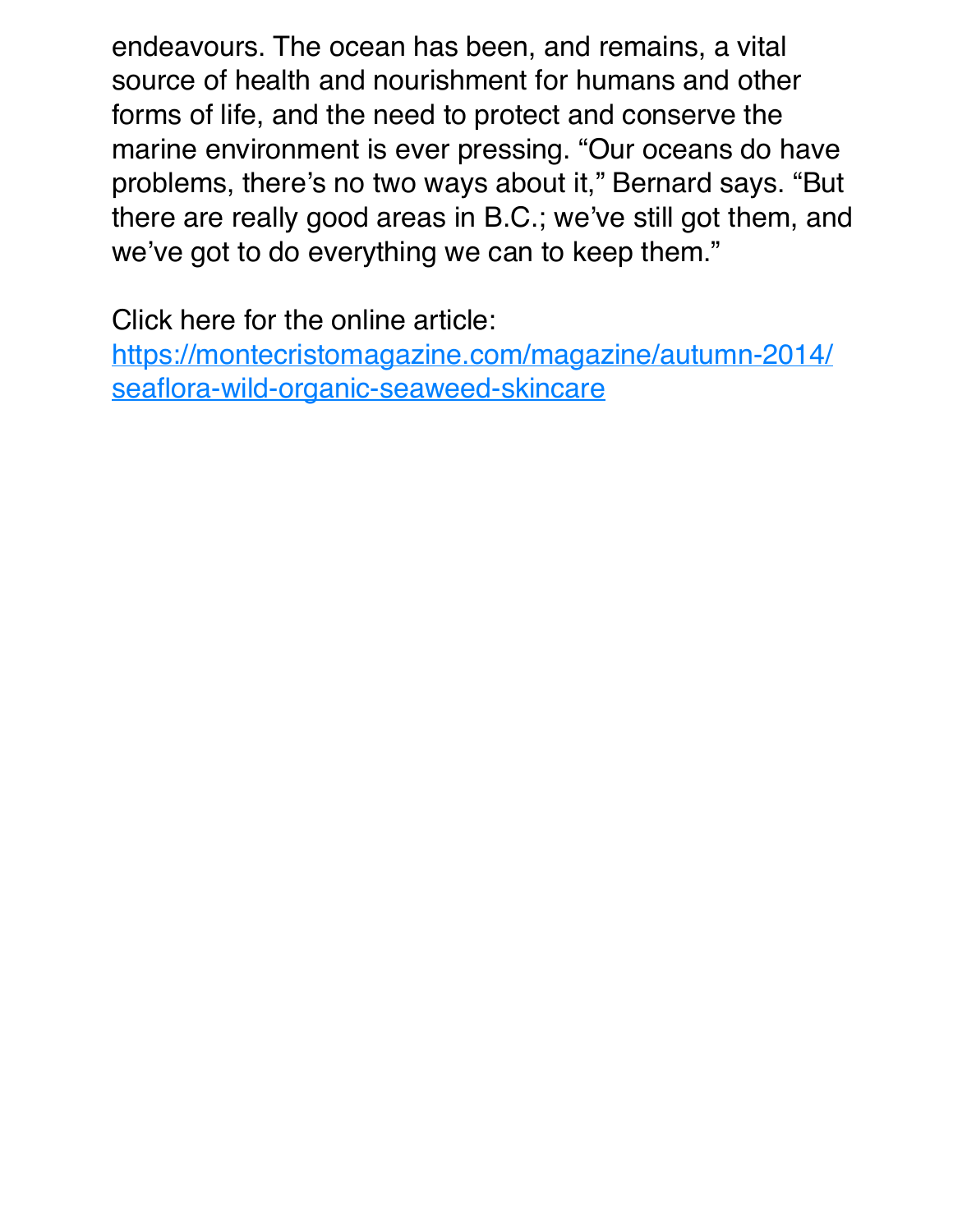endeavours. The ocean has been, and remains, a vital source of health and nourishment for humans and other forms of life, and the need to protect and conserve the marine environment is ever pressing. "Our oceans do have problems, there's no two ways about it," Bernard says. "But there are really good areas in B.C.; we've still got them, and we've got to do everything we can to keep them."

Click here for the online article: [https://montecristomagazine.com/magazine/autumn-2014/seaflora-wild-organic-seaweed-skincare](https://montecristomagazine.com/magazine/autumn-2014/seaflora-wild-organic-seaweed-skincare)